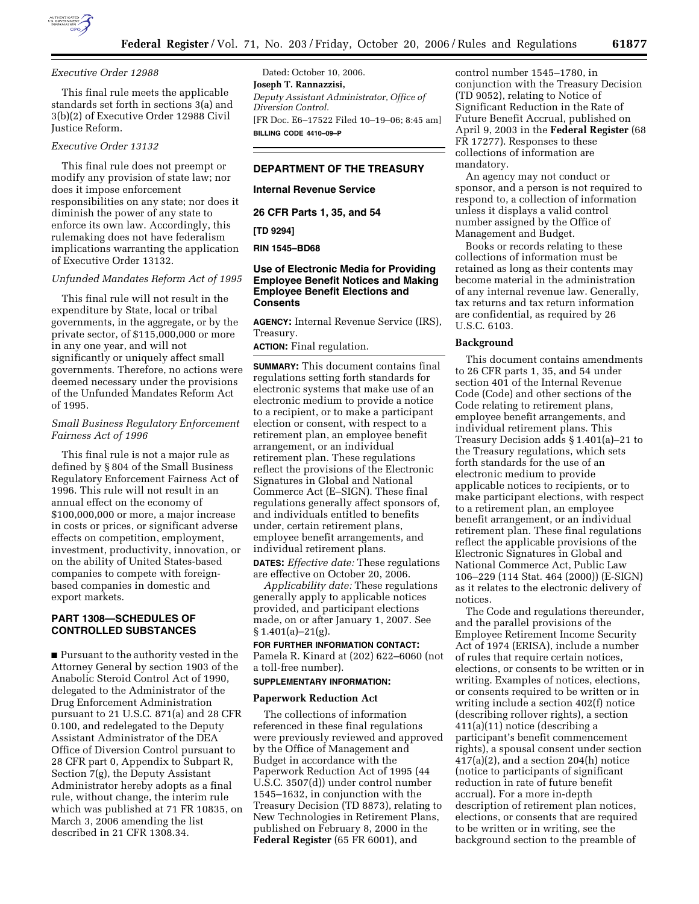*Executive Order 12988*

This final rule meets the applicable standards set forth in sections 3(a) and 3(b)(2) of Executive Order 12988 Civil Justice Reform.

*Executive Order 13132*

This final rule does not preempt or modify any provision of state law; nor does it impose enforcement responsibilities on any state; nor does it diminish the power of any state to enforce its own law. Accordingly, this rulemaking does not have federalism implications warranting the application of Executive Order 13132.

*Unfunded Mandates Reform Act of 1995*

This final rule will not result in the expenditure by State, local or tribal governments, in the aggregate, or by the private sector, of $115,000,000 or more in any one year, and will not significantly or uniquely affect small governments. Therefore, no actions were deemed necessary under the provisions of the Unfunded Mandates Reform Act of 1995.

*Small Business Regulatory Enforcement Fairness Act of 1996*

This final rule is not a major rule as defined by § 804 of the Small Business Regulatory Enforcement Fairness Act of 1996. This rule will not result in an annual effect on the economy of $100,000,000 or more, a major increase in costs or prices, or significant adverse effects on competition, employment, investment, productivity, innovation, or on the ability of United States-based companies to compete with foreign-based companies in domestic and export markets.

## PART 1308—SCHEDULES OF CONTROLLED SUBSTANCES

■ Pursuant to the authority vested in the Attorney General by section 1903 of the Anabolic Steroid Control Act of 1990, delegated to the Administrator of the Drug Enforcement Administration pursuant to 21 U.S.C. 871(a) and 28 CFR 0.100, and redelegated to the Deputy Assistant Administrator of the DEA Office of Diversion Control pursuant to 28 CFR part 0, Appendix to Subpart R, Section 7(g), the Deputy Assistant Administrator hereby adopts as a final rule, without change, the interim rule which was published at 71 FR 10835, on March 3, 2006 amending the list described in 21 CFR 1308.34.

Dated: October 10, 2006.

**Joseph T. Rannazzisi,**

*Deputy Assistant Administrator, Office of Diversion Control.*

[FR Doc. E6–17522 Filed 10–19–06; 8:45 am]

**BILLING CODE 4410–09–P**

## DEPARTMENT OF THE TREASURY

## Internal Revenue Service

## 26 CFR Parts 1, 35, and 54

## [TD 9294]

## RIN 1545–BD68

## Use of Electronic Media for Providing Employee Benefit Notices and Making Employee Benefit Elections and Consents

**AGENCY:** Internal Revenue Service (IRS), Treasury.

**ACTION:** Final regulation.

**SUMMARY:** This document contains final regulations setting forth standards for electronic systems that make use of an electronic medium to provide a notice to a recipient, or to make a participant election or consent, with respect to a retirement plan, an employee benefit arrangement, or an individual retirement plan. These regulations reflect the provisions of the Electronic Signatures in Global and National Commerce Act (E–SIGN). These final regulations generally affect sponsors of, and individuals entitled to benefits under, certain retirement plans, employee benefit arrangements, and individual retirement plans.

**DATES:** *Effective date:* These regulations are effective on October 20, 2006.

*Applicability date:* These regulations generally apply to applicable notices provided, and participant elections made, on or after January 1, 2007. See § 1.401(a)–21(g).

**FOR FURTHER INFORMATION CONTACT:** Pamela R. Kinard at (202) 622–6060 (not a toll-free number).

**SUPPLEMENTARY INFORMATION:**

### Paperwork Reduction Act

The collections of information referenced in these final regulations were previously reviewed and approved by the Office of Management and Budget in accordance with the Paperwork Reduction Act of 1995 (44 U.S.C. 3507(d)) under control number 1545–1632, in conjunction with the Treasury Decision (TD 8873), relating to New Technologies in Retirement Plans, published on February 8, 2000 in the **Federal Register** (65 FR 6001), and control number 1545–1780, in conjunction with the Treasury Decision (TD 9052), relating to Notice of Significant Reduction in the Rate of Future Benefit Accrual, published on April 9, 2003 in the **Federal Register** (68 FR 17277). Responses to these collections of information are mandatory.

An agency may not conduct or sponsor, and a person is not required to respond to, a collection of information unless it displays a valid control number assigned by the Office of Management and Budget.

Books or records relating to these collections of information must be retained as long as their contents may become material in the administration of any internal revenue law. Generally, tax returns and tax return information are confidential, as required by 26 U.S.C. 6103.

### Background

This document contains amendments to 26 CFR parts 1, 35, and 54 under section 401 of the Internal Revenue Code (Code) and other sections of the Code relating to retirement plans, employee benefit arrangements, and individual retirement plans. This Treasury Decision adds § 1.401(a)–21 to the Treasury regulations, which sets forth standards for the use of an electronic medium to provide applicable notices to recipients, or to make participant elections, with respect to a retirement plan, an employee benefit arrangement, or an individual retirement plan. These final regulations reflect the applicable provisions of the Electronic Signatures in Global and National Commerce Act, Public Law 106–229 (114 Stat. 464 (2000)) (E-SIGN) as it relates to the electronic delivery of notices.

The Code and regulations thereunder, and the parallel provisions of the Employee Retirement Income Security Act of 1974 (ERISA), include a number of rules that require certain notices, elections, or consents to be written or in writing. Examples of notices, elections, or consents required to be written or in writing include a section 402(f) notice (describing rollover rights), a section 411(a)(11) notice (describing a participant's benefit commencement rights), a spousal consent under section 417(a)(2), and a section 204(h) notice (notice to participants of significant reduction in rate of future benefit accrual). For a more in-depth description of retirement plan notices, elections, or consents that are required to be written or in writing, see the background section to the preamble of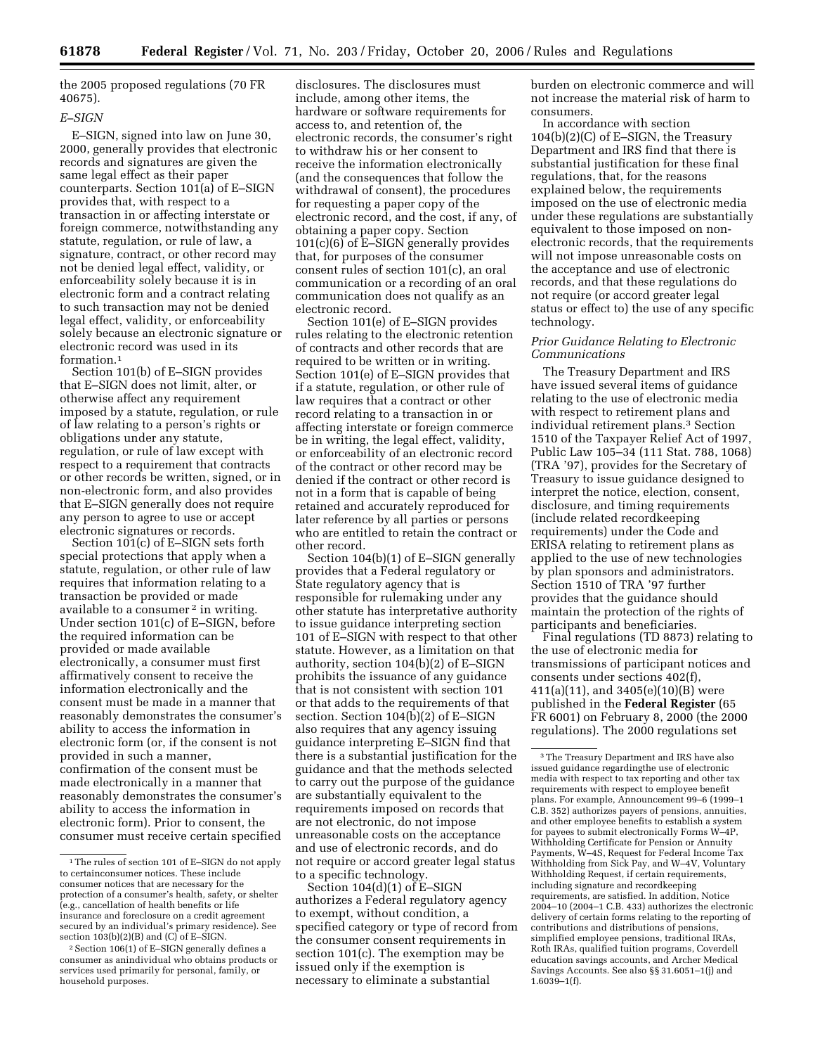the 2005 proposed regulations (70 FR 40675).

*E–SIGN*

E–SIGN, signed into law on June 30, 2000, generally provides that electronic records and signatures are given the same legal effect as their paper counterparts. Section 101(a) of E–SIGN provides that, with respect to a transaction in or affecting interstate or foreign commerce, notwithstanding any statute, regulation, or rule of law, a signature, contract, or other record may not be denied legal effect, validity, or enforceability solely because it is in electronic form and a contract relating to such transaction may not be denied legal effect, validity, or enforceability solely because an electronic signature or electronic record was used in its formation.[1]

Section 101(b) of E–SIGN provides that E–SIGN does not limit, alter, or otherwise affect any requirement imposed by a statute, regulation, or rule of law relating to a person's rights or obligations under any statute, regulation, or rule of law except with respect to a requirement that contracts or other records be written, signed, or in non-electronic form, and also provides that E–SIGN generally does not require any person to agree to use or accept electronic signatures or records.

Section 101(c) of E–SIGN sets forth special protections that apply when a statute, regulation, or other rule of law requires that information relating to a transaction be provided or made available to a consumer[2] in writing. Under section 101(c) of E–SIGN, before the required information can be provided or made available electronically, a consumer must first affirmatively consent to receive the information electronically and the consent must be made in a manner that reasonably demonstrates the consumer's ability to access the information in electronic form (or, if the consent is not provided in such a manner, confirmation of the consent must be made electronically in a manner that reasonably demonstrates the consumer's ability to access the information in electronic form). Prior to consent, the consumer must receive certain specified disclosures. The disclosures must include, among other items, the hardware or software requirements for access to, and retention of, the electronic records, the consumer's right to withdraw his or her consent to receive the information electronically (and the consequences that follow the withdrawal of consent), the procedures for requesting a paper copy of the electronic record, and the cost, if any, of obtaining a paper copy. Section 101(c)(6) of E–SIGN generally provides that, for purposes of the consumer consent rules of section 101(c), an oral communication or a recording of an oral communication does not qualify as an electronic record.

Section 101(e) of E–SIGN provides rules relating to the electronic retention of contracts and other records that are required to be written or in writing. Section 101(e) of E–SIGN provides that if a statute, regulation, or other rule of law requires that a contract or other record relating to a transaction in or affecting interstate or foreign commerce be in writing, the legal effect, validity, or enforceability of an electronic record of the contract or other record may be denied if the contract or other record is not in a form that is capable of being retained and accurately reproduced for later reference by all parties or persons who are entitled to retain the contract or other record.

Section 104(b)(1) of E–SIGN generally provides that a Federal regulatory or State regulatory agency that is responsible for rulemaking under any other statute has interpretative authority to issue guidance interpreting section 101 of E–SIGN with respect to that other statute. However, as a limitation on that authority, section 104(b)(2) of E–SIGN prohibits the issuance of any guidance that is not consistent with section 101 or that adds to the requirements of that section. Section 104(b)(2) of E–SIGN also requires that any agency issuing guidance interpreting E–SIGN find that there is a substantial justification for the guidance and that the methods selected to carry out the purpose of the guidance are substantially equivalent to the requirements imposed on records that are not electronic, do not impose unreasonable costs on the acceptance and use of electronic records, and do not require or accord greater legal status to a specific technology.

Section 104(d)(1) of E–SIGN authorizes a Federal regulatory agency to exempt, without condition, a specified category or type of record from the consumer consent requirements in section 101(c). The exemption may be issued only if the exemption is necessary to eliminate a substantial burden on electronic commerce and will not increase the material risk of harm to consumers.

In accordance with section 104(b)(2)(C) of E–SIGN, the Treasury Department and IRS find that there is substantial justification for these final regulations, that, for the reasons explained below, the requirements imposed on the use of electronic media under these regulations are substantially equivalent to those imposed on non-electronic records, that the requirements will not impose unreasonable costs on the acceptance and use of electronic records, and that these regulations do not require (or accord greater legal status or effect to) the use of any specific technology.

*Prior Guidance Relating to Electronic Communications*

The Treasury Department and IRS have issued several items of guidance relating to the use of electronic media with respect to retirement plans and individual retirement plans.[3] Section 1510 of the Taxpayer Relief Act of 1997, Public Law 105–34 (111 Stat. 788, 1068) (TRA '97), provides for the Secretary of Treasury to issue guidance designed to interpret the notice, election, consent, disclosure, and timing requirements (include related recordkeeping requirements) under the Code and ERISA relating to retirement plans as applied to the use of new technologies by plan sponsors and administrators. Section 1510 of TRA '97 further provides that the guidance should maintain the protection of the rights of participants and beneficiaries.

Final regulations (TD 8873) relating to the use of electronic media for transmissions of participant notices and consents under sections 402(f), 411(a)(11), and 3405(e)(10)(B) were published in the **Federal Register** (65 FR 6001) on February 8, 2000 (the 2000 regulations). The 2000 regulations set

---

[1] The rules of section 101 of E–SIGN do not apply to certainconsumer notices. These include consumer notices that are necessary for the protection of a consumer's health, safety, or shelter (e.g., cancellation of health benefits or life insurance and foreclosure on a credit agreement secured by an individual's primary residence). See section 103(b)(2)(B) and (C) of E–SIGN.

[2] Section 106(1) of E–SIGN generally defines a consumer as anindividual who obtains products or services used primarily for personal, family, or household purposes.

[3] The Treasury Department and IRS have also issued guidance regardingthe use of electronic media with respect to tax reporting and other tax requirements with respect to employee benefit plans. For example, Announcement 99–6 (1999–1 C.B. 352) authorizes payers of pensions, annuities, and other employee benefits to establish a system for payees to submit electronically Forms W–4P, Withholding Certificate for Pension or Annuity Payments, W–4S, Request for Federal Income Tax Withholding from Sick Pay, and W–4V, Voluntary Withholding Request, if certain requirements, including signature and recordkeeping requirements, are satisfied. In addition, Notice 2004–10 (2004–1 C.B. 433) authorizes the electronic delivery of certain forms relating to the reporting of contributions and distributions of pensions, simplified employee pensions, traditional IRAs, Roth IRAs, qualified tuition programs, Coverdell education savings accounts, and Archer Medical Savings Accounts. See also §§ 31.6051–1(j) and 1.6039–1(f).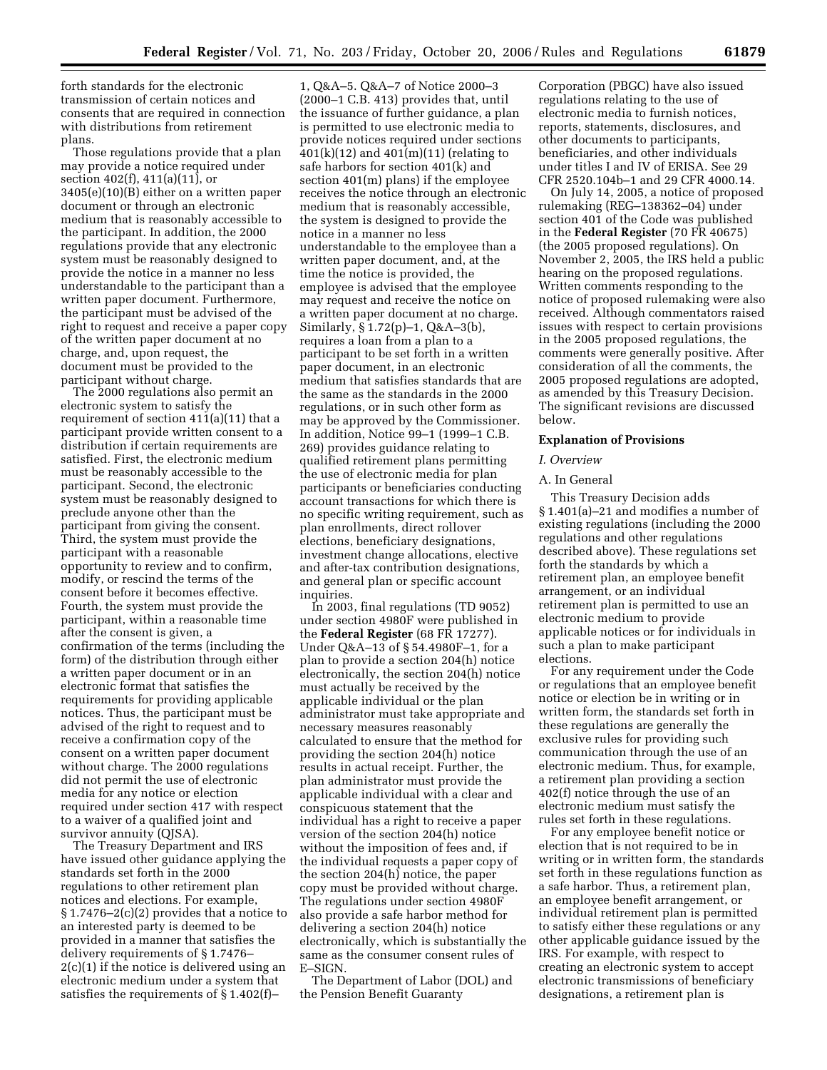forth standards for the electronic transmission of certain notices and consents that are required in connection with distributions from retirement plans.

Those regulations provide that a plan may provide a notice required under section 402(f), 411(a)(11), or 3405(e)(10)(B) either on a written paper document or through an electronic medium that is reasonably accessible to the participant. In addition, the 2000 regulations provide that any electronic system must be reasonably designed to provide the notice in a manner no less understandable to the participant than a written paper document. Furthermore, the participant must be advised of the right to request and receive a paper copy of the written paper document at no charge, and, upon request, the document must be provided to the participant without charge.

The 2000 regulations also permit an electronic system to satisfy the requirement of section 411(a)(11) that a participant provide written consent to a distribution if certain requirements are satisfied. First, the electronic medium must be reasonably accessible to the participant. Second, the electronic system must be reasonably designed to preclude anyone other than the participant from giving the consent. Third, the system must provide the participant with a reasonable opportunity to review and to confirm, modify, or rescind the terms of the consent before it becomes effective. Fourth, the system must provide the participant, within a reasonable time after the consent is given, a confirmation of the terms (including the form) of the distribution through either a written paper document or in an electronic format that satisfies the requirements for providing applicable notices. Thus, the participant must be advised of the right to request and to receive a confirmation copy of the consent on a written paper document without charge. The 2000 regulations did not permit the use of electronic media for any notice or election required under section 417 with respect to a waiver of a qualified joint and survivor annuity (QJSA).

The Treasury Department and IRS have issued other guidance applying the standards set forth in the 2000 regulations to other retirement plan notices and elections. For example, § 1.7476–2(c)(2) provides that a notice to an interested party is deemed to be provided in a manner that satisfies the delivery requirements of § 1.7476–2(c)(1) if the notice is delivered using an electronic medium under a system that satisfies the requirements of § 1.402(f)–1, Q&A–5. Q&A–7 of Notice 2000–3 (2000–1 C.B. 413) provides that, until the issuance of further guidance, a plan is permitted to use electronic media to provide notices required under sections 401(k)(12) and 401(m)(11) (relating to safe harbors for section 401(k) and section 401(m) plans) if the employee receives the notice through an electronic medium that is reasonably accessible, the system is designed to provide the notice in a manner no less understandable to the employee than a written paper document, and, at the time the notice is provided, the employee is advised that the employee may request and receive the notice on a written paper document at no charge. Similarly, § 1.72(p)–1, Q&A–3(b), requires a loan from a plan to a participant to be set forth in a written paper document, in an electronic medium that satisfies standards that are the same as the standards in the 2000 regulations, or in such other form as may be approved by the Commissioner. In addition, Notice 99–1 (1999–1 C.B. 269) provides guidance relating to qualified retirement plans permitting the use of electronic media for plan participants or beneficiaries conducting account transactions for which there is no specific writing requirement, such as plan enrollments, direct rollover elections, beneficiary designations, investment change allocations, elective and after-tax contribution designations, and general plan or specific account inquiries.

In 2003, final regulations (TD 9052) under section 4980F were published in the **Federal Register** (68 FR 17277). Under Q&A–13 of § 54.4980F–1, for a plan to provide a section 204(h) notice electronically, the section 204(h) notice must actually be received by the applicable individual or the plan administrator must take appropriate and necessary measures reasonably calculated to ensure that the method for providing the section 204(h) notice results in actual receipt. Further, the plan administrator must provide the applicable individual with a clear and conspicuous statement that the individual has a right to receive a paper version of the section 204(h) notice without the imposition of fees and, if the individual requests a paper copy of the section 204(h) notice, the paper copy must be provided without charge. The regulations under section 4980F also provide a safe harbor method for delivering a section 204(h) notice electronically, which is substantially the same as the consumer consent rules of E–SIGN.

The Department of Labor (DOL) and the Pension Benefit Guaranty Corporation (PBGC) have also issued regulations relating to the use of electronic media to furnish notices, reports, statements, disclosures, and other documents to participants, beneficiaries, and other individuals under titles I and IV of ERISA. *See* 29 CFR 2520.104b–1 and 29 CFR 4000.14.

On July 14, 2005, a notice of proposed rulemaking (REG–138362–04) under section 401 of the Code was published in the **Federal Register** (70 FR 40675) (the 2005 proposed regulations). On November 2, 2005, the IRS held a public hearing on the proposed regulations. Written comments responding to the notice of proposed rulemaking were also received. Although commentators raised issues with respect to certain provisions in the 2005 proposed regulations, the comments were generally positive. After consideration of all the comments, the 2005 proposed regulations are adopted, as amended by this Treasury Decision. The significant revisions are discussed below.

## Explanation of Provisions

### *I. Overview*

#### A. In General

This Treasury Decision adds § 1.401(a)–21 and modifies a number of existing regulations (including the 2000 regulations and other regulations described above). These regulations set forth the standards by which a retirement plan, an employee benefit arrangement, or an individual retirement plan is permitted to use an electronic medium to provide applicable notices or for individuals in such a plan to make participant elections.

For any requirement under the Code or regulations that an employee benefit notice or election be in writing or in written form, the standards set forth in these regulations are generally the exclusive rules for providing such communication through the use of an electronic medium. Thus, for example, a retirement plan providing a section 402(f) notice through the use of an electronic medium must satisfy the rules set forth in these regulations.

For any employee benefit notice or election that is not required to be in writing or in written form, the standards set forth in these regulations function as a safe harbor. Thus, a retirement plan, an employee benefit arrangement, or individual retirement plan is permitted to satisfy either these regulations or any other applicable guidance issued by the IRS. For example, with respect to creating an electronic system to accept electronic transmissions of beneficiary designations, a retirement plan is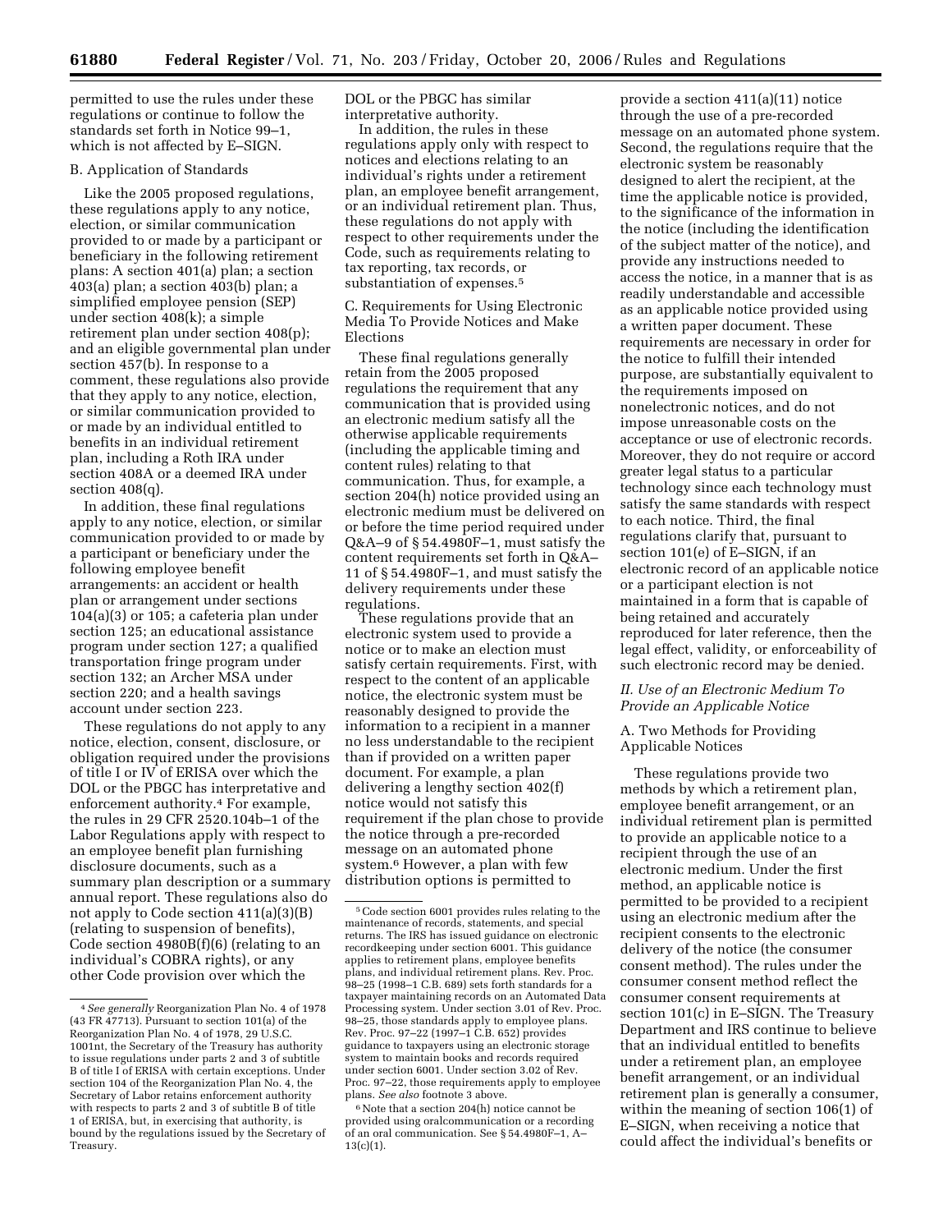permitted to use the rules under these regulations or continue to follow the standards set forth in Notice 99–1, which is not affected by E–SIGN.

B. Application of Standards

Like the 2005 proposed regulations, these regulations apply to any notice, election, or similar communication provided to or made by a participant or beneficiary in the following retirement plans: A section 401(a) plan; a section 403(a) plan; a section 403(b) plan; a simplified employee pension (SEP) under section 408(k); a simple retirement plan under section 408(p); and an eligible governmental plan under section 457(b). In response to a comment, these regulations also provide that they apply to any notice, election, or similar communication provided to or made by an individual entitled to benefits in an individual retirement plan, including a Roth IRA under section 408A or a deemed IRA under section 408(q).

In addition, these final regulations apply to any notice, election, or similar communication provided to or made by a participant or beneficiary under the following employee benefit arrangements: an accident or health plan or arrangement under sections 104(a)(3) or 105; a cafeteria plan under section 125; an educational assistance program under section 127; a qualified transportation fringe program under section 132; an Archer MSA under section 220; and a health savings account under section 223.

These regulations do not apply to any notice, election, consent, disclosure, or obligation required under the provisions of title I or IV of ERISA over which the DOL or the PBGC has interpretative and enforcement authority.[4] For example, the rules in 29 CFR 2520.104b–1 of the Labor Regulations apply with respect to an employee benefit plan furnishing disclosure documents, such as a summary plan description or a summary annual report. These regulations also do not apply to Code section 411(a)(3)(B) (relating to suspension of benefits), Code section 4980B(f)(6) (relating to an individual's COBRA rights), or any other Code provision over which the DOL or the PBGC has similar interpretative authority.

In addition, the rules in these regulations apply only with respect to notices and elections relating to an individual's rights under a retirement plan, an employee benefit arrangement, or an individual retirement plan. Thus, these regulations do not apply with respect to other requirements under the Code, such as requirements relating to tax reporting, tax records, or substantiation of expenses.[5]

C. Requirements for Using Electronic Media To Provide Notices and Make Elections

These final regulations generally retain from the 2005 proposed regulations the requirement that any communication that is provided using an electronic medium satisfy all the otherwise applicable requirements (including the applicable timing and content rules) relating to that communication. Thus, for example, a section 204(h) notice provided using an electronic medium must be delivered on or before the time period required under Q&A–9 of § 54.4980F–1, must satisfy the content requirements set forth in Q&A–11 of § 54.4980F–1, and must satisfy the delivery requirements under these regulations.

These regulations provide that an electronic system used to provide a notice or to make an election must satisfy certain requirements. First, with respect to the content of an applicable notice, the electronic system must be reasonably designed to provide the information to a recipient in a manner no less understandable to the recipient than if provided on a written paper document. For example, a plan delivering a lengthy section 402(f) notice would not satisfy this requirement if the plan chose to provide the notice through a pre-recorded message on an automated phone system.[6] However, a plan with few distribution options is permitted to provide a section 411(a)(11) notice through the use of a pre-recorded message on an automated phone system. Second, the regulations require that the electronic system be reasonably designed to alert the recipient, at the time the applicable notice is provided, to the significance of the information in the notice (including the identification of the subject matter of the notice), and provide any instructions needed to access the notice, in a manner that is as readily understandable and accessible as an applicable notice provided using a written paper document. These requirements are necessary in order for the notice to fulfill their intended purpose, are substantially equivalent to the requirements imposed on nonelectronic notices, and do not impose unreasonable costs on the acceptance or use of electronic records. Moreover, they do not require or accord greater legal status to a particular technology since each technology must satisfy the same standards with respect to each notice. Third, the final regulations clarify that, pursuant to section 101(e) of E–SIGN, if an electronic record of an applicable notice or a participant election is not maintained in a form that is capable of being retained and accurately reproduced for later reference, then the legal effect, validity, or enforceability of such electronic record may be denied.

*II. Use of an Electronic Medium To Provide an Applicable Notice*

A. Two Methods for Providing Applicable Notices

These regulations provide two methods by which a retirement plan, employee benefit arrangement, or an individual retirement plan is permitted to provide an applicable notice to a recipient through the use of an electronic medium. Under the first method, an applicable notice is permitted to be provided to a recipient using an electronic medium after the recipient consents to the electronic delivery of the notice (the consumer consent method). The rules under the consumer consent method reflect the consumer consent requirements at section 101(c) in E–SIGN. The Treasury Department and IRS continue to believe that an individual entitled to benefits under a retirement plan, an employee benefit arrangement, or an individual retirement plan is generally a consumer, within the meaning of section 106(1) of E–SIGN, when receiving a notice that could affect the individual's benefits or

---

[4] *See generally* Reorganization Plan No. 4 of 1978 (43 FR 47713). Pursuant to section 101(a) of the Reorganization Plan No. 4 of 1978, 29 U.S.C. 1001nt, the Secretary of the Treasury has authority to issue regulations under parts 2 and 3 of subtitle B of title I of ERISA with certain exceptions. Under section 104 of the Reorganization Plan No. 4, the Secretary of Labor retains enforcement authority with respects to parts 2 and 3 of subtitle B of title 1 of ERISA, but, in exercising that authority, is bound by the regulations issued by the Secretary of Treasury.

[5] Code section 6001 provides rules relating to the maintenance of records, statements, and special returns. The IRS has issued guidance on electronic recordkeeping under section 6001. This guidance applies to retirement plans, employee benefits plans, and individual retirement plans. Rev. Proc. 98–25 (1998–1 C.B. 689) sets forth standards for a taxpayer maintaining records on an Automated Data Processing system. Under section 3.01 of Rev. Proc. 98–25, those standards apply to employee plans. Rev. Proc. 97–22 (1997–1 C.B. 652) provides guidance to taxpayers using an electronic storage system to maintain books and records required under section 6001. Under section 3.02 of Rev. Proc. 97–22, those requirements apply to employee plans. *See also* footnote 3 above.

[6] Note that a section 204(h) notice cannot be provided using oralcommunication or a recording of an oral communication. See § 54.4980F–1, A–13(c)(1).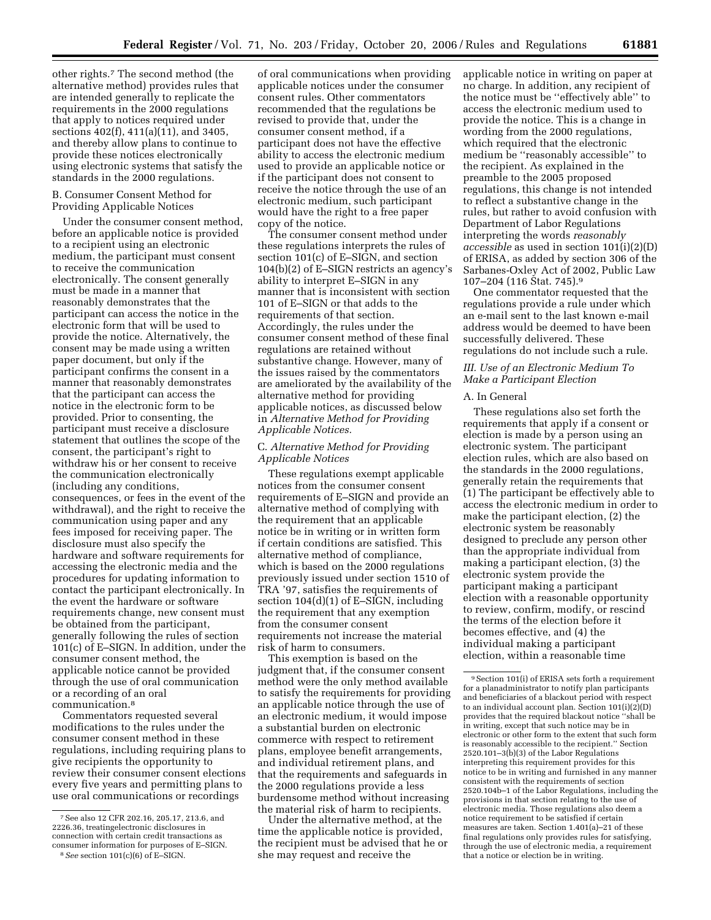other rights.[7] The second method (the alternative method) provides rules that are intended generally to replicate the requirements in the 2000 regulations that apply to notices required under sections 402(f), 411(a)(11), and 3405, and thereby allow plans to continue to provide these notices electronically using electronic systems that satisfy the standards in the 2000 regulations.

B. Consumer Consent Method for Providing Applicable Notices

Under the consumer consent method, before an applicable notice is provided to a recipient using an electronic medium, the participant must consent to receive the communication electronically. The consent generally must be made in a manner that reasonably demonstrates that the participant can access the notice in the electronic form that will be used to provide the notice. Alternatively, the consent may be made using a written paper document, but only if the participant confirms the consent in a manner that reasonably demonstrates that the participant can access the notice in the electronic form to be provided. Prior to consenting, the participant must receive a disclosure statement that outlines the scope of the consent, the participant's right to withdraw his or her consent to receive the communication electronically (including any conditions, consequences, or fees in the event of the withdrawal), and the right to receive the communication using paper and any fees imposed for receiving paper. The disclosure must also specify the hardware and software requirements for accessing the electronic media and the procedures for updating information to contact the participant electronically. In the event the hardware or software requirements change, new consent must be obtained from the participant, generally following the rules of section 101(c) of E–SIGN. In addition, under the consumer consent method, the applicable notice cannot be provided through the use of oral communication or a recording of an oral communication.[8]

Commentators requested several modifications to the rules under the consumer consent method in these regulations, including requiring plans to give recipients the opportunity to review their consumer consent elections every five years and permitting plans to use oral communications or recordings of oral communications when providing applicable notices under the consumer consent rules. Other commentators recommended that the regulations be revised to provide that, under the consumer consent method, if a participant does not have the effective ability to access the electronic medium used to provide an applicable notice or if the participant does not consent to receive the notice through the use of an electronic medium, such participant would have the right to a free paper copy of the notice.

The consumer consent method under these regulations interprets the rules of section 101(c) of E–SIGN, and section 104(b)(2) of E–SIGN restricts an agency's ability to interpret E–SIGN in any manner that is inconsistent with section 101 of E–SIGN or that adds to the requirements of that section. Accordingly, the rules under the consumer consent method of these final regulations are retained without substantive change. However, many of the issues raised by the commentators are ameliorated by the availability of the alternative method for providing applicable notices, as discussed below in *Alternative Method for Providing Applicable Notices.*

C. *Alternative Method for Providing Applicable Notices*

These regulations exempt applicable notices from the consumer consent requirements of E–SIGN and provide an alternative method of complying with the requirement that an applicable notice be in writing or in written form if certain conditions are satisfied. This alternative method of compliance, which is based on the 2000 regulations previously issued under section 1510 of TRA '97, satisfies the requirements of section 104(d)(1) of E–SIGN, including the requirement that any exemption from the consumer consent requirements not increase the material risk of harm to consumers.

This exemption is based on the judgment that, if the consumer consent method were the only method available to satisfy the requirements for providing an applicable notice through the use of an electronic medium, it would impose a substantial burden on electronic commerce with respect to retirement plans, employee benefit arrangements, and individual retirement plans, and that the requirements and safeguards in the 2000 regulations provide a less burdensome method without increasing the material risk of harm to recipients.

Under the alternative method, at the time the applicable notice is provided, the recipient must be advised that he or she may request and receive the applicable notice in writing on paper at no charge. In addition, any recipient of the notice must be ''effectively able'' to access the electronic medium used to provide the notice. This is a change in wording from the 2000 regulations, which required that the electronic medium be ''reasonably accessible'' to the recipient. As explained in the preamble to the 2005 proposed regulations, this change is not intended to reflect a substantive change in the rules, but rather to avoid confusion with Department of Labor Regulations interpreting the words *reasonably accessible* as used in section 101(i)(2)(D) of ERISA, as added by section 306 of the Sarbanes-Oxley Act of 2002, Public Law 107–204 (116 Stat. 745).[9]

One commentator requested that the regulations provide a rule under which an e-mail sent to the last known e-mail address would be deemed to have been successfully delivered. These regulations do not include such a rule.

*III. Use of an Electronic Medium To Make a Participant Election*

A. In General

These regulations also set forth the requirements that apply if a consent or election is made by a person using an electronic system. The participant election rules, which are also based on the standards in the 2000 regulations, generally retain the requirements that (1) The participant be effectively able to access the electronic medium in order to make the participant election, (2) the electronic system be reasonably designed to preclude any person other than the appropriate individual from making a participant election, (3) the electronic system provide the participant making a participant election with a reasonable opportunity to review, confirm, modify, or rescind the terms of the election before it becomes effective, and (4) the individual making a participant election, within a reasonable time

[7] See also 12 CFR 202.16, 205.17, 213.6, and 2226.36, treatingelectronic disclosures in connection with certain credit transactions as consumer information for purposes of E–SIGN.

[8] *See* section 101(c)(6) of E–SIGN.

[9] Section 101(i) of ERISA sets forth a requirement for a planadministrator to notify plan participants and beneficiaries of a blackout period with respect to an individual account plan. Section 101(i)(2)(D) provides that the required blackout notice ''shall be in writing, except that such notice may be in electronic or other form to the extent that such form is reasonably accessible to the recipient.'' Section 2520.101–3(b)(3) of the Labor Regulations interpreting this requirement provides for this notice to be in writing and furnished in any manner consistent with the requirements of section 2520.104b–1 of the Labor Regulations, including the provisions in that section relating to the use of electronic media. Those regulations also deem a notice requirement to be satisfied if certain measures are taken. Section 1.401(a)–21 of these final regulations only provides rules for satisfying, through the use of electronic media, a requirement that a notice or election be in writing.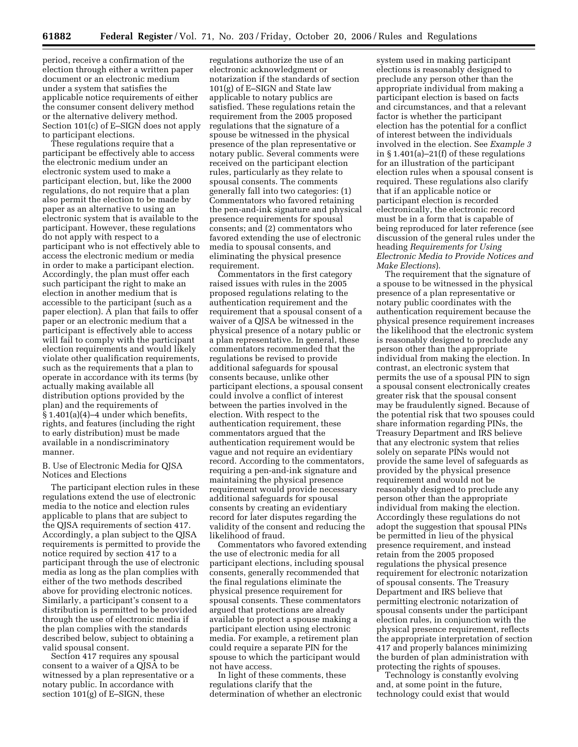period, receive a confirmation of the election through either a written paper document or an electronic medium under a system that satisfies the applicable notice requirements of either the consumer consent delivery method or the alternative delivery method. Section 101(c) of E–SIGN does not apply to participant elections.

These regulations require that a participant be effectively able to access the electronic medium under an electronic system used to make a participant election, but, like the 2000 regulations, do not require that a plan also permit the election to be made by paper as an alternative to using an electronic system that is available to the participant. However, these regulations do not apply with respect to a participant who is not effectively able to access the electronic medium or media in order to make a participant election. Accordingly, the plan must offer each such participant the right to make an election in another medium that is accessible to the participant (such as a paper election). A plan that fails to offer paper or an electronic medium that a participant is effectively able to access will fail to comply with the participant election requirements and would likely violate other qualification requirements, such as the requirements that a plan to operate in accordance with its terms (by actually making available all distribution options provided by the plan) and the requirements of § 1.401(a)(4)–4 under which benefits, rights, and features (including the right to early distribution) must be made available in a nondiscriminatory manner.

B. Use of Electronic Media for QJSA Notices and Elections

The participant election rules in these regulations extend the use of electronic media to the notice and election rules applicable to plans that are subject to the QJSA requirements of section 417. Accordingly, a plan subject to the QJSA requirements is permitted to provide the notice required by section 417 to a participant through the use of electronic media as long as the plan complies with either of the two methods described above for providing electronic notices. Similarly, a participant's consent to a distribution is permitted to be provided through the use of electronic media if the plan complies with the standards described below, subject to obtaining a valid spousal consent.

Section 417 requires any spousal consent to a waiver of a QJSA to be witnessed by a plan representative or a notary public. In accordance with section 101(g) of E–SIGN, these regulations authorize the use of an electronic acknowledgment or notarization if the standards of section 101(g) of E–SIGN and State law applicable to notary publics are satisfied. These regulations retain the requirement from the 2005 proposed regulations that the signature of a spouse be witnessed in the physical presence of the plan representative or notary public. Several comments were received on the participant election rules, particularly as they relate to spousal consents. The comments generally fall into two categories: (1) Commentators who favored retaining the pen-and-ink signature and physical presence requirements for spousal consents; and (2) commentators who favored extending the use of electronic media to spousal consents, and eliminating the physical presence requirement.

Commentators in the first category raised issues with rules in the 2005 proposed regulations relating to the authentication requirement and the requirement that a spousal consent of a waiver of a QJSA be witnessed in the physical presence of a notary public or a plan representative. In general, these commentators recommended that the regulations be revised to provide additional safeguards for spousal consents because, unlike other participant elections, a spousal consent could involve a conflict of interest between the parties involved in the election. With respect to the authentication requirement, these commentators argued that the authentication requirement would be vague and not require an evidentiary record. According to the commentators, requiring a pen-and-ink signature and maintaining the physical presence requirement would provide necessary additional safeguards for spousal consents by creating an evidentiary record for later disputes regarding the validity of the consent and reducing the likelihood of fraud.

Commentators who favored extending the use of electronic media for all participant elections, including spousal consents, generally recommended that the final regulations eliminate the physical presence requirement for spousal consents. These commentators argued that protections are already available to protect a spouse making a participant election using electronic media. For example, a retirement plan could require a separate PIN for the spouse to which the participant would not have access.

In light of these comments, these regulations clarify that the determination of whether an electronic system used in making participant elections is reasonably designed to preclude any person other than the appropriate individual from making a participant election is based on facts and circumstances, and that a relevant factor is whether the participant election has the potential for a conflict of interest between the individuals involved in the election. See *Example 3* in § 1.401(a)–21(f) of these regulations for an illustration of the participant election rules when a spousal consent is required. These regulations also clarify that if an applicable notice or participant election is recorded electronically, the electronic record must be in a form that is capable of being reproduced for later reference (see discussion of the general rules under the heading *Requirements for Using Electronic Media to Provide Notices and Make Elections*).

The requirement that the signature of a spouse to be witnessed in the physical presence of a plan representative or notary public coordinates with the authentication requirement because the physical presence requirement increases the likelihood that the electronic system is reasonably designed to preclude any person other than the appropriate individual from making the election. In contrast, an electronic system that permits the use of a spousal PIN to sign a spousal consent electronically creates greater risk that the spousal consent may be fraudulently signed. Because of the potential risk that two spouses could share information regarding PINs, the Treasury Department and IRS believe that any electronic system that relies solely on separate PINs would not provide the same level of safeguards as provided by the physical presence requirement and would not be reasonably designed to preclude any person other than the appropriate individual from making the election. Accordingly these regulations do not adopt the suggestion that spousal PINs be permitted in lieu of the physical presence requirement, and instead retain from the 2005 proposed regulations the physical presence requirement for electronic notarization of spousal consents. The Treasury Department and IRS believe that permitting electronic notarization of spousal consents under the participant election rules, in conjunction with the physical presence requirement, reflects the appropriate interpretation of section 417 and properly balances minimizing the burden of plan administration with protecting the rights of spouses.

Technology is constantly evolving and, at some point in the future, technology could exist that would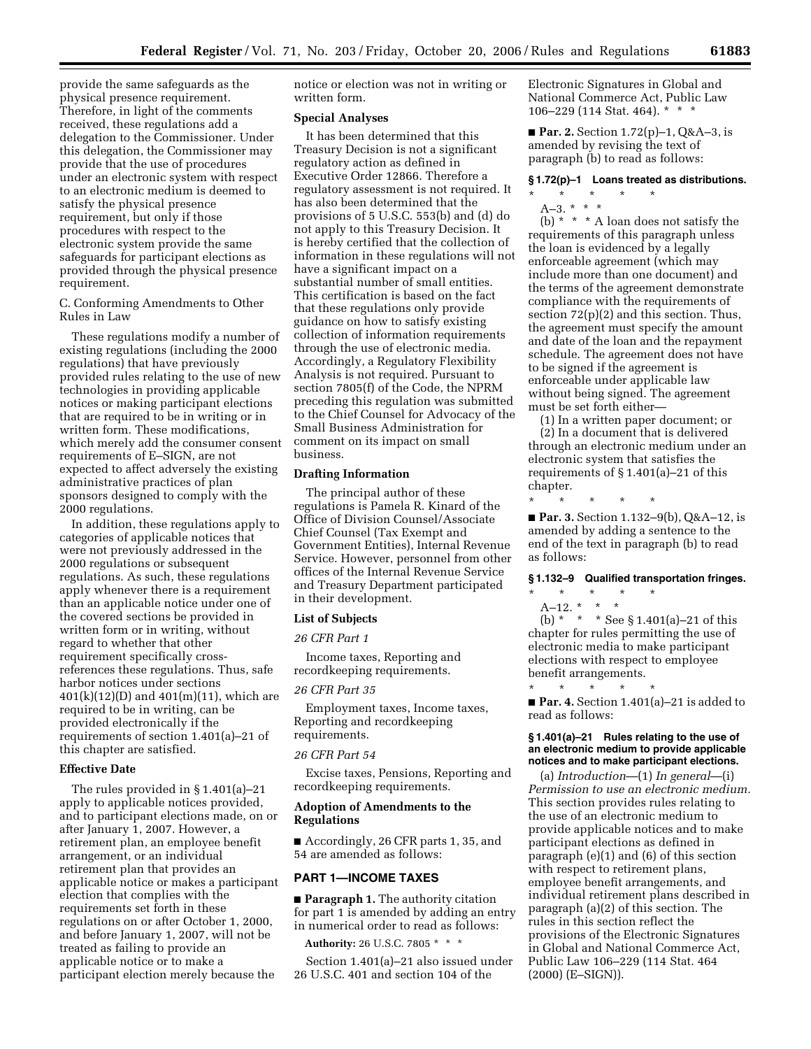provide the same safeguards as the physical presence requirement. Therefore, in light of the comments received, these regulations add a delegation to the Commissioner. Under this delegation, the Commissioner may provide that the use of procedures under an electronic system with respect to an electronic medium is deemed to satisfy the physical presence requirement, but only if those procedures with respect to the electronic system provide the same safeguards for participant elections as provided through the physical presence requirement.

C. Conforming Amendments to Other Rules in Law

These regulations modify a number of existing regulations (including the 2000 regulations) that have previously provided rules relating to the use of new technologies in providing applicable notices or making participant elections that are required to be in writing or in written form. These modifications, which merely add the consumer consent requirements of E–SIGN, are not expected to affect adversely the existing administrative practices of plan sponsors designed to comply with the 2000 regulations.

In addition, these regulations apply to categories of applicable notices that were not previously addressed in the 2000 regulations or subsequent regulations. As such, these regulations apply whenever there is a requirement than an applicable notice under one of the covered sections be provided in written form or in writing, without regard to whether that other requirement specifically cross-references these regulations. Thus, safe harbor notices under sections 401(k)(12)(D) and 401(m)(11), which are required to be in writing, can be provided electronically if the requirements of section 1.401(a)–21 of this chapter are satisfied.

## Effective Date

The rules provided in § 1.401(a)–21 apply to applicable notices provided, and to participant elections made, on or after January 1, 2007. However, a retirement plan, an employee benefit arrangement, or an individual retirement plan that provides an applicable notice or makes a participant election that complies with the requirements set forth in these regulations on or after October 1, 2000, and before January 1, 2007, will not be treated as failing to provide an applicable notice or to make a participant election merely because the notice or election was not in writing or written form.

## Special Analyses

It has been determined that this Treasury Decision is not a significant regulatory action as defined in Executive Order 12866. Therefore a regulatory assessment is not required. It has also been determined that the provisions of 5 U.S.C. 553(b) and (d) do not apply to this Treasury Decision. It is hereby certified that the collection of information in these regulations will not have a significant impact on a substantial number of small entities. This certification is based on the fact that these regulations only provide guidance on how to satisfy existing collection of information requirements through the use of electronic media. Accordingly, a Regulatory Flexibility Analysis is not required. Pursuant to section 7805(f) of the Code, the NPRM preceding this regulation was submitted to the Chief Counsel for Advocacy of the Small Business Administration for comment on its impact on small business.

## Drafting Information

The principal author of these regulations is Pamela R. Kinard of the Office of Division Counsel/Associate Chief Counsel (Tax Exempt and Government Entities), Internal Revenue Service. However, personnel from other offices of the Internal Revenue Service and Treasury Department participated in their development.

## List of Subjects

*26 CFR Part 1*

Income taxes, Reporting and recordkeeping requirements.

*26 CFR Part 35*

Employment taxes, Income taxes, Reporting and recordkeeping requirements.

*26 CFR Part 54*

Excise taxes, Pensions, Reporting and recordkeeping requirements.

## Adoption of Amendments to the Regulations

■ Accordingly, 26 CFR parts 1, 35, and 54 are amended as follows:

## PART 1—INCOME TAXES

■ **Paragraph 1.** The authority citation for part 1 is amended by adding an entry in numerical order to read as follows:

**Authority:** 26 U.S.C. 7805 * * *

Section 1.401(a)–21 also issued under 26 U.S.C. 401 and section 104 of the Electronic Signatures in Global and National Commerce Act, Public Law 106–229 (114 Stat. 464). * * *

■ **Par. 2.** Section 1.72(p)–1, Q&A–3, is amended by revising the text of paragraph (b) to read as follows:

### § 1.72(p)–1 Loans treated as distributions.

\* \* \* \* \*

A–3. * * *

(b) * * * A loan does not satisfy the requirements of this paragraph unless the loan is evidenced by a legally enforceable agreement (which may include more than one document) and the terms of the agreement demonstrate compliance with the requirements of section 72(p)(2) and this section. Thus, the agreement must specify the amount and date of the loan and the repayment schedule. The agreement does not have to be signed if the agreement is enforceable under applicable law without being signed. The agreement must be set forth either—

(1) In a written paper document; or

(2) In a document that is delivered through an electronic medium under an electronic system that satisfies the requirements of § 1.401(a)–21 of this chapter.

\* \* \* \* \*

■ **Par. 3.** Section 1.132–9(b), Q&A–12, is amended by adding a sentence to the end of the text in paragraph (b) to read as follows:

### § 1.132–9 Qualified transportation fringes.

\* \* \* \* \*

A–12. * * *

(b) * * * See § 1.401(a)–21 of this chapter for rules permitting the use of electronic media to make participant elections with respect to employee benefit arrangements.

\* \* \* \* \*

■ **Par. 4.** Section 1.401(a)–21 is added to read as follows:

### § 1.401(a)–21 Rules relating to the use of an electronic medium to provide applicable notices and to make participant elections.

(a) *Introduction*—(1) *In general*—(i) *Permission to use an electronic medium.* This section provides rules relating to the use of an electronic medium to provide applicable notices and to make participant elections as defined in paragraph (e)(1) and (6) of this section with respect to retirement plans, employee benefit arrangements, and individual retirement plans described in paragraph (a)(2) of this section. The rules in this section reflect the provisions of the Electronic Signatures in Global and National Commerce Act, Public Law 106–229 (114 Stat. 464 (2000) (E–SIGN)).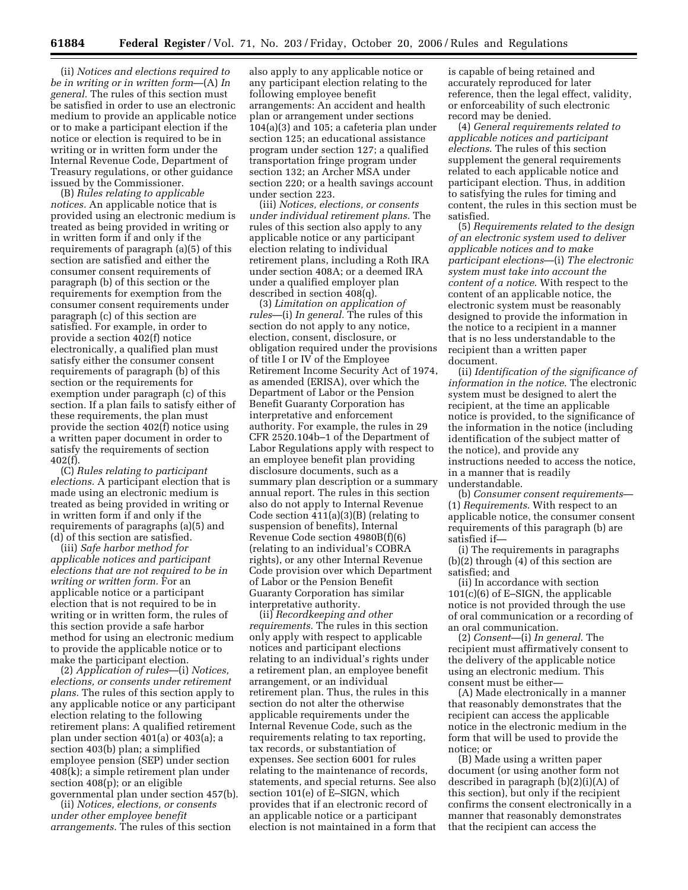(ii) *Notices and elections required to be in writing or in written form*—(A) *In general.* The rules of this section must be satisfied in order to use an electronic medium to provide an applicable notice or to make a participant election if the notice or election is required to be in writing or in written form under the Internal Revenue Code, Department of Treasury regulations, or other guidance issued by the Commissioner.

(B) *Rules relating to applicable notices.* An applicable notice that is provided using an electronic medium is treated as being provided in writing or in written form if and only if the requirements of paragraph (a)(5) of this section are satisfied and either the consumer consent requirements of paragraph (b) of this section or the requirements for exemption from the consumer consent requirements under paragraph (c) of this section are satisfied. For example, in order to provide a section 402(f) notice electronically, a qualified plan must satisfy either the consumer consent requirements of paragraph (b) of this section or the requirements for exemption under paragraph (c) of this section. If a plan fails to satisfy either of these requirements, the plan must provide the section 402(f) notice using a written paper document in order to satisfy the requirements of section 402(f).

(C) *Rules relating to participant elections.* A participant election that is made using an electronic medium is treated as being provided in writing or in written form if and only if the requirements of paragraphs (a)(5) and (d) of this section are satisfied.

(iii) *Safe harbor method for applicable notices and participant elections that are not required to be in writing or written form.* For an applicable notice or a participant election that is not required to be in writing or in written form, the rules of this section provide a safe harbor method for using an electronic medium to provide the applicable notice or to make the participant election.

(2) *Application of rules*—(i) *Notices, elections, or consents under retirement plans.* The rules of this section apply to any applicable notice or any participant election relating to the following retirement plans: A qualified retirement plan under section 401(a) or 403(a); a section 403(b) plan; a simplified employee pension (SEP) under section 408(k); a simple retirement plan under section 408(p); or an eligible governmental plan under section 457(b).

(ii) *Notices, elections, or consents under other employee benefit arrangements.* The rules of this section also apply to any applicable notice or any participant election relating to the following employee benefit arrangements: An accident and health plan or arrangement under sections 104(a)(3) and 105; a cafeteria plan under section 125; an educational assistance program under section 127; a qualified transportation fringe program under section 132; an Archer MSA under section 220; or a health savings account under section 223.

(iii) *Notices, elections, or consents under individual retirement plans.* The rules of this section also apply to any applicable notice or any participant election relating to individual retirement plans, including a Roth IRA under section 408A; or a deemed IRA under a qualified employer plan described in section 408(q).

(3) *Limitation on application of rules*—(i) *In general.* The rules of this section do not apply to any notice, election, consent, disclosure, or obligation required under the provisions of title I or IV of the Employee Retirement Income Security Act of 1974, as amended (ERISA), over which the Department of Labor or the Pension Benefit Guaranty Corporation has interpretative and enforcement authority. For example, the rules in 29 CFR 2520.104b–1 of the Department of Labor Regulations apply with respect to an employee benefit plan providing disclosure documents, such as a summary plan description or a summary annual report. The rules in this section also do not apply to Internal Revenue Code section 411(a)(3)(B) (relating to suspension of benefits), Internal Revenue Code section 4980B(f)(6) (relating to an individual's COBRA rights), or any other Internal Revenue Code provision over which Department of Labor or the Pension Benefit Guaranty Corporation has similar interpretative authority.

(ii) *Recordkeeping and other requirements.* The rules in this section only apply with respect to applicable notices and participant elections relating to an individual's rights under a retirement plan, an employee benefit arrangement, or an individual retirement plan. Thus, the rules in this section do not alter the otherwise applicable requirements under the Internal Revenue Code, such as the requirements relating to tax reporting, tax records, or substantiation of expenses. See section 6001 for rules relating to the maintenance of records, statements, and special returns. See also section 101(e) of E–SIGN, which provides that if an electronic record of an applicable notice or a participant election is not maintained in a form that is capable of being retained and accurately reproduced for later reference, then the legal effect, validity, or enforceability of such electronic record may be denied.

(4) *General requirements related to applicable notices and participant elections.* The rules of this section supplement the general requirements related to each applicable notice and participant election. Thus, in addition to satisfying the rules for timing and content, the rules in this section must be satisfied.

(5) *Requirements related to the design of an electronic system used to deliver applicable notices and to make participant elections*—(i) *The electronic system must take into account the content of a notice.* With respect to the content of an applicable notice, the electronic system must be reasonably designed to provide the information in the notice to a recipient in a manner that is no less understandable to the recipient than a written paper document.

(ii) *Identification of the significance of information in the notice.* The electronic system must be designed to alert the recipient, at the time an applicable notice is provided, to the significance of the information in the notice (including identification of the subject matter of the notice), and provide any instructions needed to access the notice, in a manner that is readily understandable.

(b) *Consumer consent requirements*—(1) *Requirements.* With respect to an applicable notice, the consumer consent requirements of this paragraph (b) are satisfied if—

(i) The requirements in paragraphs (b)(2) through (4) of this section are satisfied; and

(ii) In accordance with section 101(c)(6) of E–SIGN, the applicable notice is not provided through the use of oral communication or a recording of an oral communication.

(2) *Consent*—(i) *In general.* The recipient must affirmatively consent to the delivery of the applicable notice using an electronic medium. This consent must be either—

(A) Made electronically in a manner that reasonably demonstrates that the recipient can access the applicable notice in the electronic medium in the form that will be used to provide the notice; or

(B) Made using a written paper document (or using another form not described in paragraph (b)(2)(i)(A) of this section), but only if the recipient confirms the consent electronically in a manner that reasonably demonstrates that the recipient can access the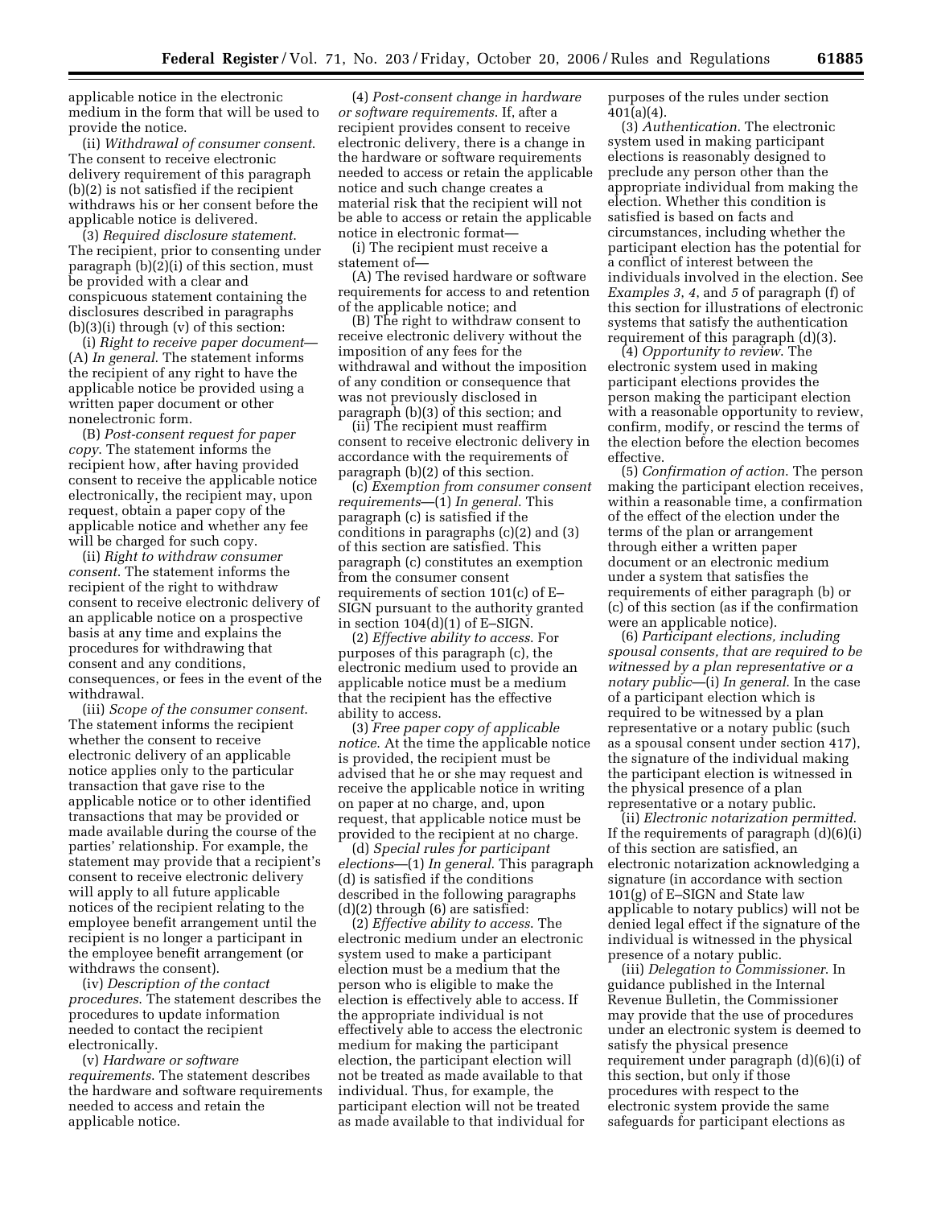applicable notice in the electronic medium in the form that will be used to provide the notice.

(ii) *Withdrawal of consumer consent*. The consent to receive electronic delivery requirement of this paragraph (b)(2) is not satisfied if the recipient withdraws his or her consent before the applicable notice is delivered.

(3) *Required disclosure statement*. The recipient, prior to consenting under paragraph (b)(2)(i) of this section, must be provided with a clear and conspicuous statement containing the disclosures described in paragraphs (b)(3)(i) through (v) of this section:

(i) *Right to receive paper document*—(A) *In general*. The statement informs the recipient of any right to have the applicable notice be provided using a written paper document or other nonelectronic form.

(B) *Post-consent request for paper copy*. The statement informs the recipient how, after having provided consent to receive the applicable notice electronically, the recipient may, upon request, obtain a paper copy of the applicable notice and whether any fee will be charged for such copy.

(ii) *Right to withdraw consumer consent*. The statement informs the recipient of the right to withdraw consent to receive electronic delivery of an applicable notice on a prospective basis at any time and explains the procedures for withdrawing that consent and any conditions, consequences, or fees in the event of the withdrawal.

(iii) *Scope of the consumer consent*. The statement informs the recipient whether the consent to receive electronic delivery of an applicable notice applies only to the particular transaction that gave rise to the applicable notice or to other identified transactions that may be provided or made available during the course of the parties' relationship. For example, the statement may provide that a recipient's consent to receive electronic delivery will apply to all future applicable notices of the recipient relating to the employee benefit arrangement until the recipient is no longer a participant in the employee benefit arrangement (or withdraws the consent).

(iv) *Description of the contact procedures*. The statement describes the procedures to update information needed to contact the recipient electronically.

(v) *Hardware or software requirements*. The statement describes the hardware and software requirements needed to access and retain the applicable notice.

(4) *Post-consent change in hardware or software requirements*. If, after a recipient provides consent to receive electronic delivery, there is a change in the hardware or software requirements needed to access or retain the applicable notice and such change creates a material risk that the recipient will not be able to access or retain the applicable notice in electronic format—

(i) The recipient must receive a statement of—

(A) The revised hardware or software requirements for access to and retention of the applicable notice; and

(B) The right to withdraw consent to receive electronic delivery without the imposition of any fees for the withdrawal and without the imposition of any condition or consequence that was not previously disclosed in paragraph (b)(3) of this section; and

(ii) The recipient must reaffirm consent to receive electronic delivery in accordance with the requirements of paragraph (b)(2) of this section.

(c) *Exemption from consumer consent requirements*—(1) *In general*. This paragraph (c) is satisfied if the conditions in paragraphs (c)(2) and (3) of this section are satisfied. This paragraph (c) constitutes an exemption from the consumer consent requirements of section 101(c) of E–SIGN pursuant to the authority granted in section 104(d)(1) of E–SIGN.

(2) *Effective ability to access*. For purposes of this paragraph (c), the electronic medium used to provide an applicable notice must be a medium that the recipient has the effective ability to access.

(3) *Free paper copy of applicable notice*. At the time the applicable notice is provided, the recipient must be advised that he or she may request and receive the applicable notice in writing on paper at no charge, and, upon request, that applicable notice must be provided to the recipient at no charge.

(d) *Special rules for participant elections*—(1) *In general*. This paragraph (d) is satisfied if the conditions described in the following paragraphs (d)(2) through (6) are satisfied:

(2) *Effective ability to access*. The electronic medium under an electronic system used to make a participant election must be a medium that the person who is eligible to make the election is effectively able to access. If the appropriate individual is not effectively able to access the electronic medium for making the participant election, the participant election will not be treated as made available to that individual. Thus, for example, the participant election will not be treated as made available to that individual for purposes of the rules under section 401(a)(4).

(3) *Authentication*. The electronic system used in making participant elections is reasonably designed to preclude any person other than the appropriate individual from making the election. Whether this condition is satisfied is based on facts and circumstances, including whether the participant election has the potential for a conflict of interest between the individuals involved in the election. See *Examples 3*, *4*, and *5* of paragraph (f) of this section for illustrations of electronic systems that satisfy the authentication requirement of this paragraph (d)(3).

(4) *Opportunity to review*. The electronic system used in making participant elections provides the person making the participant election with a reasonable opportunity to review, confirm, modify, or rescind the terms of the election before the election becomes effective.

(5) *Confirmation of action*. The person making the participant election receives, within a reasonable time, a confirmation of the effect of the election under the terms of the plan or arrangement through either a written paper document or an electronic medium under a system that satisfies the requirements of either paragraph (b) or (c) of this section (as if the confirmation were an applicable notice).

(6) *Participant elections, including spousal consents, that are required to be witnessed by a plan representative or a notary public*—(i) *In general*. In the case of a participant election which is required to be witnessed by a plan representative or a notary public (such as a spousal consent under section 417), the signature of the individual making the participant election is witnessed in the physical presence of a plan representative or a notary public.

(ii) *Electronic notarization permitted*. If the requirements of paragraph (d)(6)(i) of this section are satisfied, an electronic notarization acknowledging a signature (in accordance with section 101(g) of E–SIGN and State law applicable to notary publics) will not be denied legal effect if the signature of the individual is witnessed in the physical presence of a notary public.

(iii) *Delegation to Commissioner*. In guidance published in the Internal Revenue Bulletin, the Commissioner may provide that the use of procedures under an electronic system is deemed to satisfy the physical presence requirement under paragraph (d)(6)(i) of this section, but only if those procedures with respect to the electronic system provide the same safeguards for participant elections as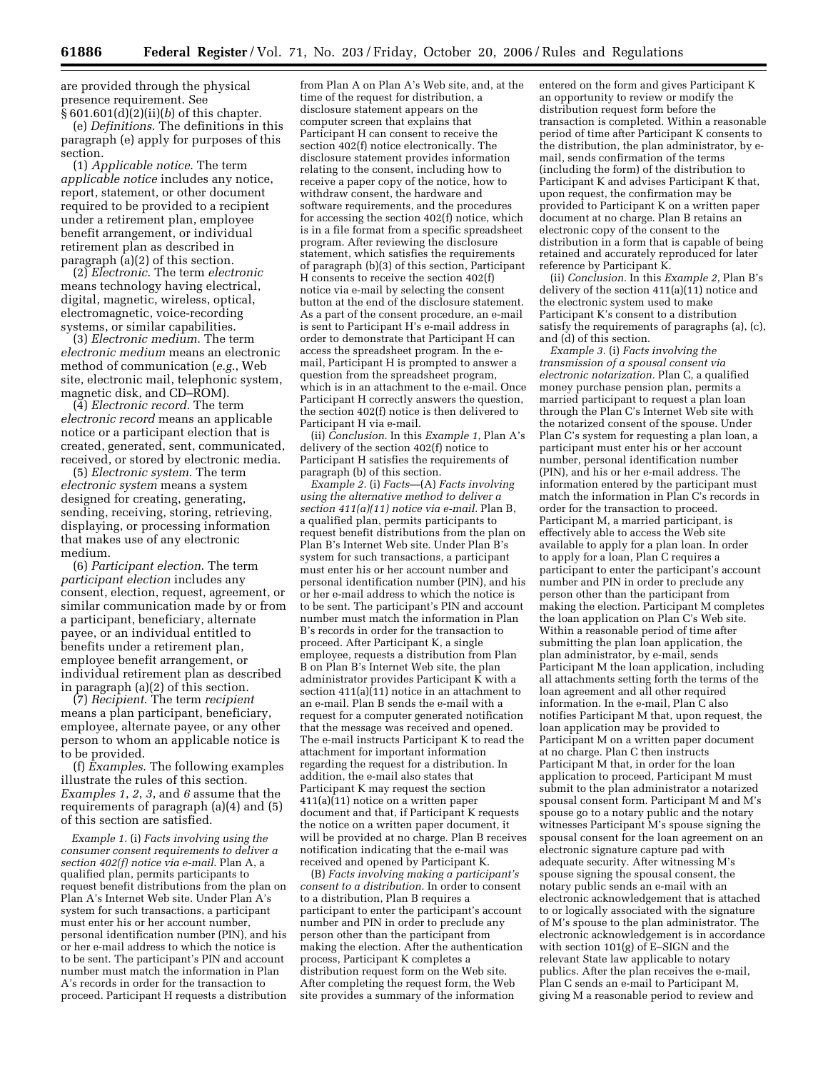are provided through the physical presence requirement. See § 601.601(d)(2)(ii)(*b*) of this chapter.

(e) *Definitions*. The definitions in this paragraph (e) apply for purposes of this section.

(1) *Applicable notice*. The term *applicable notice* includes any notice, report, statement, or other document required to be provided to a recipient under a retirement plan, employee benefit arrangement, or individual retirement plan as described in paragraph (a)(2) of this section.

(2) *Electronic*. The term *electronic* means technology having electrical, digital, magnetic, wireless, optical, electromagnetic, voice-recording systems, or similar capabilities.

(3) *Electronic medium*. The term *electronic medium* means an electronic method of communication (*e.g.*, Web site, electronic mail, telephonic system, magnetic disk, and CD–ROM).

(4) *Electronic record*. The term *electronic record* means an applicable notice or a participant election that is created, generated, sent, communicated, received, or stored by electronic media.

(5) *Electronic system*. The term *electronic system* means a system designed for creating, generating, sending, receiving, storing, retrieving, displaying, or processing information that makes use of any electronic medium.

(6) *Participant election*. The term *participant election* includes any consent, election, request, agreement, or similar communication made by or from a participant, beneficiary, alternate payee, or an individual entitled to benefits under a retirement plan, employee benefit arrangement, or individual retirement plan as described in paragraph (a)(2) of this section.

(7) *Recipient*. The term *recipient* means a plan participant, beneficiary, employee, alternate payee, or any other person to whom an applicable notice is to be provided.

(f) *Examples*. The following examples illustrate the rules of this section. *Examples 1*, *2*, *3*, and *6* assume that the requirements of paragraph (a)(4) and (5) of this section are satisfied.

*Example 1.* (i) *Facts involving using the consumer consent requirements to deliver a section 402(f) notice via e-mail.* Plan A, a qualified plan, permits participants to request benefit distributions from the plan on Plan A's Internet Web site. Under Plan A's system for such transactions, a participant must enter his or her account number, personal identification number (PIN), and his or her e-mail address to which the notice is to be sent. The participant's PIN and account number must match the information in Plan A's records in order for the transaction to proceed. Participant H requests a distribution from Plan A on Plan A's Web site, and, at the time of the request for distribution, a disclosure statement appears on the computer screen that explains that Participant H can consent to receive the section 402(f) notice electronically. The disclosure statement provides information relating to the consent, including how to receive a paper copy of the notice, how to withdraw consent, the hardware and software requirements, and the procedures for accessing the section 402(f) notice, which is in a file format from a specific spreadsheet program. After reviewing the disclosure statement, which satisfies the requirements of paragraph (b)(3) of this section, Participant H consents to receive the section 402(f) notice via e-mail by selecting the consent button at the end of the disclosure statement. As a part of the consent procedure, an e-mail is sent to Participant H's e-mail address in order to demonstrate that Participant H can access the spreadsheet program. In the e-mail, Participant H is prompted to answer a question from the spreadsheet program, which is in an attachment to the e-mail. Once Participant H correctly answers the question, the section 402(f) notice is then delivered to Participant H via e-mail.

(ii) *Conclusion*. In this *Example 1*, Plan A's delivery of the section 402(f) notice to Participant H satisfies the requirements of paragraph (b) of this section.

*Example 2.* (i) *Facts*—(A) *Facts involving using the alternative method to deliver a section 411(a)(11) notice via e-mail.* Plan B, a qualified plan, permits participants to request benefit distributions from the plan on Plan B's Internet Web site. Under Plan B's system for such transactions, a participant must enter his or her account number and personal identification number (PIN), and his or her e-mail address to which the notice is to be sent. The participant's PIN and account number must match the information in Plan B's records in order for the transaction to proceed. After Participant K, a single employee, requests a distribution from Plan B on Plan B's Internet Web site, the plan administrator provides Participant K with a section 411(a)(11) notice in an attachment to an e-mail. Plan B sends the e-mail with a request for a computer generated notification that the message was received and opened. The e-mail instructs Participant K to read the attachment for important information regarding the request for a distribution. In addition, the e-mail also states that Participant K may request the section 411(a)(11) notice on a written paper document and that, if Participant K requests the notice on a written paper document, it will be provided at no charge. Plan B receives notification indicating that the e-mail was received and opened by Participant K.

(B) *Facts involving making a participant's consent to a distribution.* In order to consent to a distribution, Plan B requires a participant to enter the participant's account number and PIN in order to preclude any person other than the participant from making the election. After the authentication process, Participant K completes a distribution request form on the Web site. After completing the request form, the Web site provides a summary of the information entered on the form and gives Participant K an opportunity to review or modify the distribution request form before the transaction is completed. Within a reasonable period of time after Participant K consents to the distribution, the plan administrator, by e-mail, sends confirmation of the terms (including the form) of the distribution to Participant K and advises Participant K that, upon request, the confirmation may be provided to Participant K on a written paper document at no charge. Plan B retains an electronic copy of the consent to the distribution in a form that is capable of being retained and accurately reproduced for later reference by Participant K.

(ii) *Conclusion*. In this *Example 2*, Plan B's delivery of the section 411(a)(11) notice and the electronic system used to make Participant K's consent to a distribution satisfy the requirements of paragraphs (a), (c), and (d) of this section.

*Example 3.* (i) *Facts involving the transmission of a spousal consent via electronic notarization.* Plan C, a qualified money purchase pension plan, permits a married participant to request a plan loan through the Plan C's Internet Web site with the notarized consent of the spouse. Under Plan C's system for requesting a plan loan, a participant must enter his or her account number, personal identification number (PIN), and his or her e-mail address. The information entered by the participant must match the information in Plan C's records in order for the transaction to proceed. Participant M, a married participant, is effectively able to access the Web site available to apply for a plan loan. In order to apply for a loan, Plan C requires a participant to enter the participant's account number and PIN in order to preclude any person other than the participant from making the election. Participant M completes the loan application on Plan C's Web site. Within a reasonable period of time after submitting the plan loan application, the plan administrator, by e-mail, sends Participant M the loan application, including all attachments setting forth the terms of the loan agreement and all other required information. In the e-mail, Plan C also notifies Participant M that, upon request, the loan application may be provided to Participant M on a written paper document at no charge. Plan C then instructs Participant M that, in order for the loan application to proceed, Participant M must submit to the plan administrator a notarized spousal consent form. Participant M and M's spouse go to a notary public and the notary witnesses Participant M's spouse signing the spousal consent for the loan agreement on an electronic signature capture pad with adequate security. After witnessing M's spouse signing the spousal consent, the notary public sends an e-mail with an electronic acknowledgement that is attached to or logically associated with the signature of M's spouse to the plan administrator. The electronic acknowledgement is in accordance with section 101(g) of E–SIGN and the relevant State law applicable to notary publics. After the plan receives the e-mail, Plan C sends an e-mail to Participant M, giving M a reasonable period to review and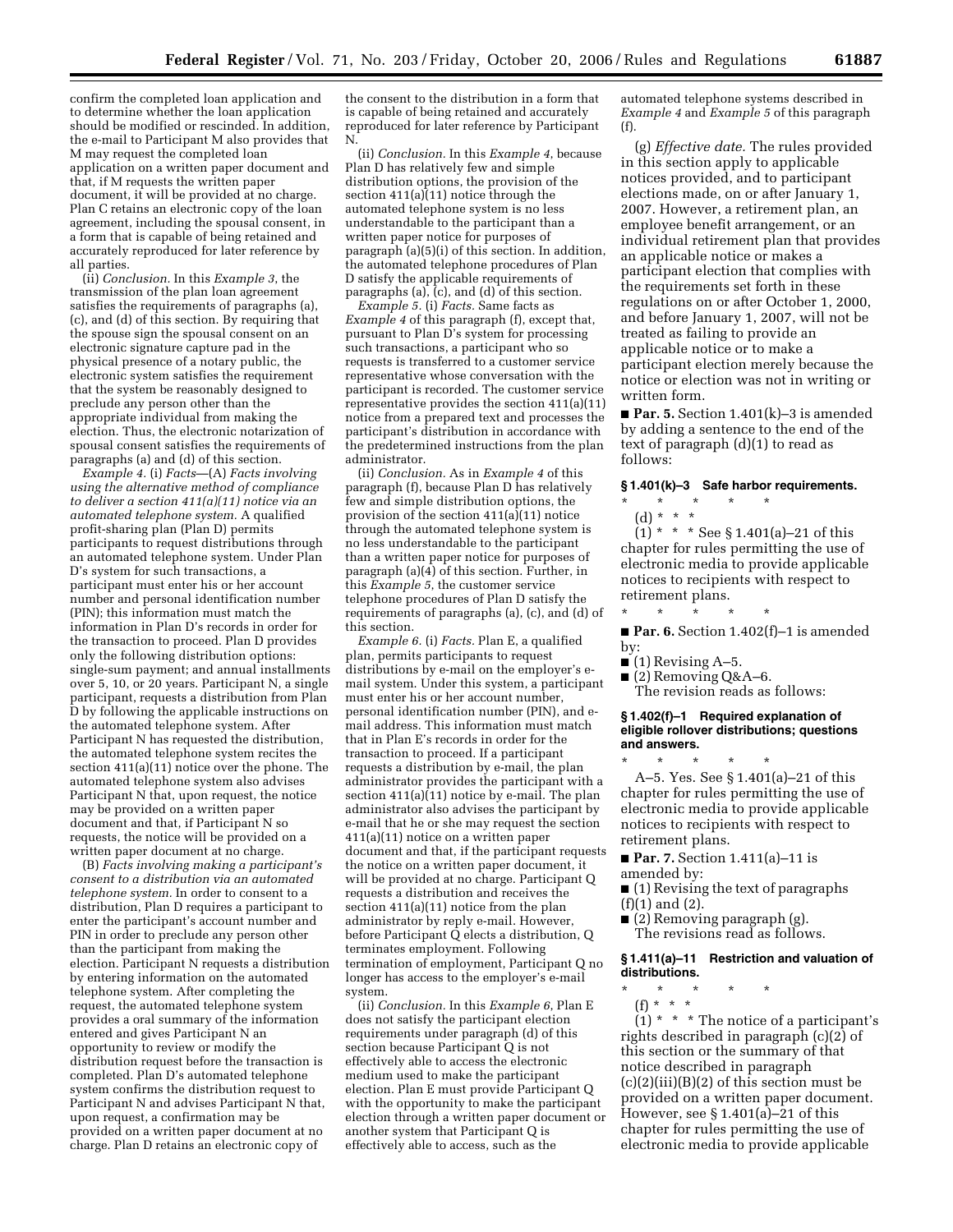confirm the completed loan application and to determine whether the loan application should be modified or rescinded. In addition, the e-mail to Participant M also provides that M may request the completed loan application on a written paper document and that, if M requests the written paper document, it will be provided at no charge. Plan C retains an electronic copy of the loan agreement, including the spousal consent, in a form that is capable of being retained and accurately reproduced for later reference by all parties.

(ii) *Conclusion.* In this *Example 3*, the transmission of the plan loan agreement satisfies the requirements of paragraphs (a), (c), and (d) of this section. By requiring that the spouse sign the spousal consent on an electronic signature capture pad in the physical presence of a notary public, the electronic system satisfies the requirement that the system be reasonably designed to preclude any person other than the appropriate individual from making the election. Thus, the electronic notarization of spousal consent satisfies the requirements of paragraphs (a) and (d) of this section.

*Example 4.* (i) *Facts*—(A) *Facts involving using the alternative method of compliance to deliver a section 411(a)(11) notice via an automated telephone system.* A qualified profit-sharing plan (Plan D) permits participants to request distributions through an automated telephone system. Under Plan D's system for such transactions, a participant must enter his or her account number and personal identification number (PIN); this information must match the information in Plan D's records in order for the transaction to proceed. Plan D provides only the following distribution options: single-sum payment; and annual installments over 5, 10, or 20 years. Participant N, a single participant, requests a distribution from Plan D by following the applicable instructions on the automated telephone system. After Participant N has requested the distribution, the automated telephone system recites the section 411(a)(11) notice over the phone. The automated telephone system also advises Participant N that, upon request, the notice may be provided on a written paper document and that, if Participant N so requests, the notice will be provided on a written paper document at no charge.

(B) *Facts involving making a participant's consent to a distribution via an automated telephone system.* In order to consent to a distribution, Plan D requires a participant to enter the participant's account number and PIN in order to preclude any person other than the participant from making the election. Participant N requests a distribution by entering information on the automated telephone system. After completing the request, the automated telephone system provides a oral summary of the information entered and gives Participant N an opportunity to review or modify the distribution request before the transaction is completed. Plan D's automated telephone system confirms the distribution request to Participant N and advises Participant N that, upon request, a confirmation may be provided on a written paper document at no charge. Plan D retains an electronic copy of the consent to the distribution in a form that is capable of being retained and accurately reproduced for later reference by Participant N.

(ii) *Conclusion.* In this *Example 4*, because Plan D has relatively few and simple distribution options, the provision of the section 411(a)(11) notice through the automated telephone system is no less understandable to the participant than a written paper notice for purposes of paragraph (a)(5)(i) of this section. In addition, the automated telephone procedures of Plan D satisfy the applicable requirements of paragraphs (a), (c), and (d) of this section.

*Example 5.* (i) *Facts.* Same facts as *Example 4* of this paragraph (f), except that, pursuant to Plan D's system for processing such transactions, a participant who so requests is transferred to a customer service representative whose conversation with the participant is recorded. The customer service representative provides the section 411(a)(11) notice from a prepared text and processes the participant's distribution in accordance with the predetermined instructions from the plan administrator.

(ii) *Conclusion.* As in *Example 4* of this paragraph (f), because Plan D has relatively few and simple distribution options, the provision of the section 411(a)(11) notice through the automated telephone system is no less understandable to the participant than a written paper notice for purposes of paragraph (a)(4) of this section. Further, in this *Example 5*, the customer service telephone procedures of Plan D satisfy the requirements of paragraphs (a), (c), and (d) of this section.

*Example 6.* (i) *Facts.* Plan E, a qualified plan, permits participants to request distributions by e-mail on the employer's e-mail system. Under this system, a participant must enter his or her account number, personal identification number (PIN), and e-mail address. This information must match that in Plan E's records in order for the transaction to proceed. If a participant requests a distribution by e-mail, the plan administrator provides the participant with a section 411(a)(11) notice by e-mail. The plan administrator also advises the participant by e-mail that he or she may request the section 411(a)(11) notice on a written paper document and that, if the participant requests the notice on a written paper document, it will be provided at no charge. Participant Q requests a distribution and receives the section 411(a)(11) notice from the plan administrator by reply e-mail. However, before Participant Q elects a distribution, Q terminates employment. Following termination of employment, Participant Q no longer has access to the employer's e-mail system.

(ii) *Conclusion.* In this *Example 6*, Plan E does not satisfy the participant election requirements under paragraph (d) of this section because Participant Q is not effectively able to access the electronic medium used to make the participant election. Plan E must provide Participant Q with the opportunity to make the participant election through a written paper document or another system that Participant Q is effectively able to access, such as the automated telephone systems described in *Example 4* and *Example 5* of this paragraph (f).

(g) *Effective date.* The rules provided in this section apply to applicable notices provided, and to participant elections made, on or after January 1, 2007. However, a retirement plan, an employee benefit arrangement, or an individual retirement plan that provides an applicable notice or makes a participant election that complies with the requirements set forth in these regulations on or after October 1, 2000, and before January 1, 2007, will not be treated as failing to provide an applicable notice or to make a participant election merely because the notice or election was not in writing or written form.

■ **Par. 5.** Section 1.401(k)–3 is amended by adding a sentence to the end of the text of paragraph (d)(1) to read as follows:

### § 1.401(k)–3 Safe harbor requirements.

\* \* \* \* \*

(d) \* \* \*

(1) \* \* \* See § 1.401(a)–21 of this chapter for rules permitting the use of electronic media to provide applicable notices to recipients with respect to retirement plans.

\* \* \* \* \*

■ **Par. 6.** Section 1.402(f)–1 is amended by:

■ (1) Revising A–5.

■ (2) Removing Q&A–6.

The revision reads as follows:

### § 1.402(f)–1 Required explanation of eligible rollover distributions; questions and answers.

\* \* \* \* \*

A–5. Yes. See § 1.401(a)–21 of this chapter for rules permitting the use of electronic media to provide applicable notices to recipients with respect to retirement plans.

■ **Par. 7.** Section 1.411(a)–11 is amended by:

■ (1) Revising the text of paragraphs (f)(1) and (2).

■ (2) Removing paragraph (g).

The revisions read as follows.

### § 1.411(a)–11 Restriction and valuation of distributions.

\* \* \* \* \*

(f) \* \* \*

(1) \* \* \* The notice of a participant's rights described in paragraph (c)(2) of this section or the summary of that notice described in paragraph (c)(2)(iii)(B)(*2*) of this section must be provided on a written paper document. However, see § 1.401(a)–21 of this chapter for rules permitting the use of electronic media to provide applicable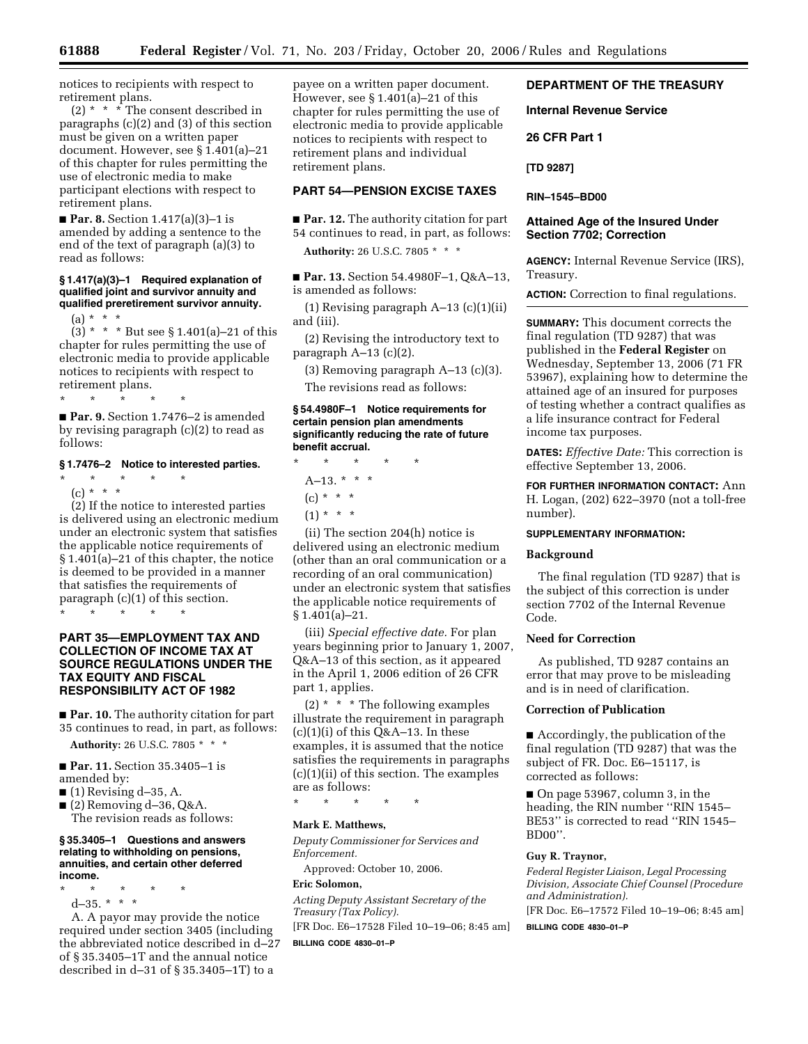notices to recipients with respect to retirement plans.

(2) * * * The consent described in paragraphs (c)(2) and (3) of this section must be given on a written paper document. However, see § 1.401(a)–21 of this chapter for rules permitting the use of electronic media to make participant elections with respect to retirement plans.

■ **Par. 8.** Section 1.417(a)(3)–1 is amended by adding a sentence to the end of the text of paragraph (a)(3) to read as follows:

#### § 1.417(a)(3)–1 Required explanation of qualified joint and survivor annuity and qualified preretirement survivor annuity.

(a) * * *

(3) * * * But see § 1.401(a)–21 of this chapter for rules permitting the use of electronic media to provide applicable notices to recipients with respect to retirement plans.

\* \* \* \* \*

■ **Par. 9.** Section 1.7476–2 is amended by revising paragraph (c)(2) to read as follows:

#### § 1.7476–2 Notice to interested parties.

\* \* \* \* \*

(c) * * *

(2) If the notice to interested parties is delivered using an electronic medium under an electronic system that satisfies the applicable notice requirements of § 1.401(a)–21 of this chapter, the notice is deemed to be provided in a manner that satisfies the requirements of paragraph (c)(1) of this section.

\* \* \* \* \*

### PART 35—EMPLOYMENT TAX AND COLLECTION OF INCOME TAX AT SOURCE REGULATIONS UNDER THE TAX EQUITY AND FISCAL RESPONSIBILITY ACT OF 1982

■ **Par. 10.** The authority citation for part 35 continues to read, in part, as follows:

**Authority:** 26 U.S.C. 7805 * * *

■ **Par. 11.** Section 35.3405–1 is amended by:

■ (1) Revising d–35, A.

■ (2) Removing d–36, Q&A.

The revision reads as follows:

#### § 35.3405–1 Questions and answers relating to withholding on pensions, annuities, and certain other deferred income.

\* \* \* \* \*

d–35. * * *

A. A payor may provide the notice required under section 3405 (including the abbreviated notice described in d–27 of § 35.3405–1T and the annual notice described in d–31 of § 35.3405–1T) to a payee on a written paper document. However, see § 1.401(a)–21 of this chapter for rules permitting the use of electronic media to provide applicable notices to recipients with respect to retirement plans and individual retirement plans.

### PART 54—PENSION EXCISE TAXES

■ **Par. 12.** The authority citation for part 54 continues to read, in part, as follows:

**Authority:** 26 U.S.C. 7805 * * *

■ **Par. 13.** Section 54.4980F–1, Q&A–13, is amended as follows:

(1) Revising paragraph A–13 (c)(1)(ii) and (iii).

(2) Revising the introductory text to paragraph A–13 (c)(2).

(3) Removing paragraph A–13 (c)(3).

The revisions read as follows:

#### § 54.4980F–1 Notice requirements for certain pension plan amendments significantly reducing the rate of future benefit accrual.

\* \* \* \* \*

A–13. * * *

(c) * * *

(1) * * *

(ii) The section 204(h) notice is delivered using an electronic medium (other than an oral communication or a recording of an oral communication) under an electronic system that satisfies the applicable notice requirements of § 1.401(a)–21.

(iii) *Special effective date.* For plan years beginning prior to January 1, 2007, Q&A–13 of this section, as it appeared in the April 1, 2006 edition of 26 CFR part 1, applies.

(2) * * * The following examples illustrate the requirement in paragraph (c)(1)(i) of this Q&A–13. In these examples, it is assumed that the notice satisfies the requirements in paragraphs (c)(1)(ii) of this section. The examples are as follows:

\* \* \* \* \*

**Mark E. Matthews,**

*Deputy Commissioner for Services and Enforcement.*

Approved: October 10, 2006.

**Eric Solomon,**

*Acting Deputy Assistant Secretary of the Treasury (Tax Policy).*

[FR Doc. E6–17528 Filed 10–19–06; 8:45 am]

**BILLING CODE 4830–01–P**

## DEPARTMENT OF THE TREASURY

## Internal Revenue Service

## 26 CFR Part 1

**[TD 9287]**

**RIN–1545–BD00**

## Attained Age of the Insured Under Section 7702; Correction

**AGENCY:** Internal Revenue Service (IRS), Treasury.

**ACTION:** Correction to final regulations.

**SUMMARY:** This document corrects the final regulation (TD 9287) that was published in the **Federal Register** on Wednesday, September 13, 2006 (71 FR 53967), explaining how to determine the attained age of an insured for purposes of testing whether a contract qualifies as a life insurance contract for Federal income tax purposes.

**DATES:** *Effective Date:* This correction is effective September 13, 2006.

**FOR FURTHER INFORMATION CONTACT:** Ann H. Logan, (202) 622–3970 (not a toll-free number).

**SUPPLEMENTARY INFORMATION:**

### Background

The final regulation (TD 9287) that is the subject of this correction is under section 7702 of the Internal Revenue Code.

### Need for Correction

As published, TD 9287 contains an error that may prove to be misleading and is in need of clarification.

### Correction of Publication

■ Accordingly, the publication of the final regulation (TD 9287) that was the subject of FR. Doc. E6–15117, is corrected as follows:

■ On page 53967, column 3, in the heading, the RIN number ''RIN 1545–BE53'' is corrected to read ''RIN 1545–BD00''.

**Guy R. Traynor,**

*Federal Register Liaison, Legal Processing Division, Associate Chief Counsel (Procedure and Administration).*

[FR Doc. E6–17572 Filed 10–19–06; 8:45 am]

**BILLING CODE 4830–01–P**